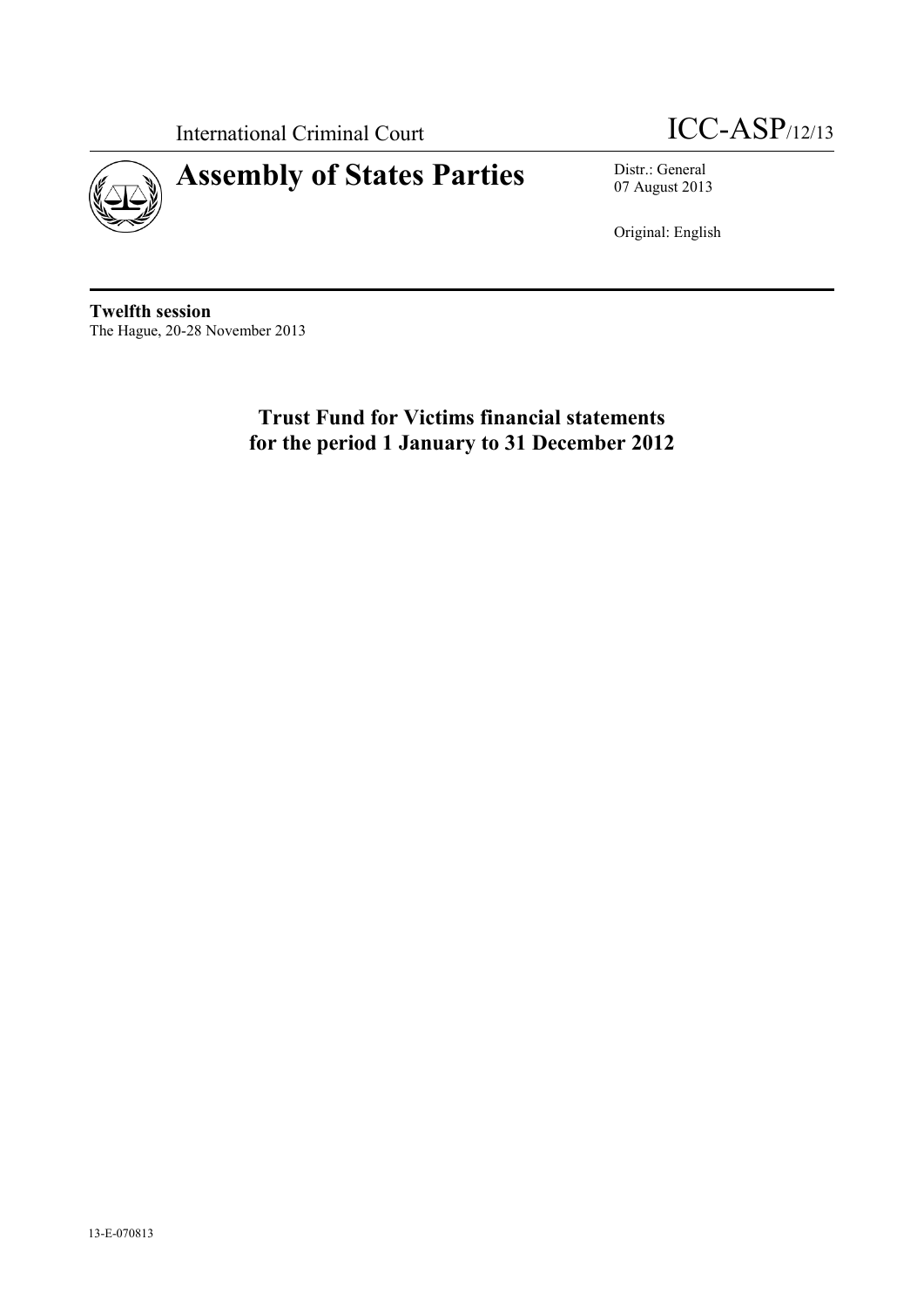International Criminal Court

ICC-ASP/12/13

# Assembly of States Parties

Distr.: General
07 August 2013

Original: English

**Twelfth session**
The Hague, 20-28 November 2013

## Trust Fund for Victims financial statements for the period 1 January to 31 December 2012

13-E-070813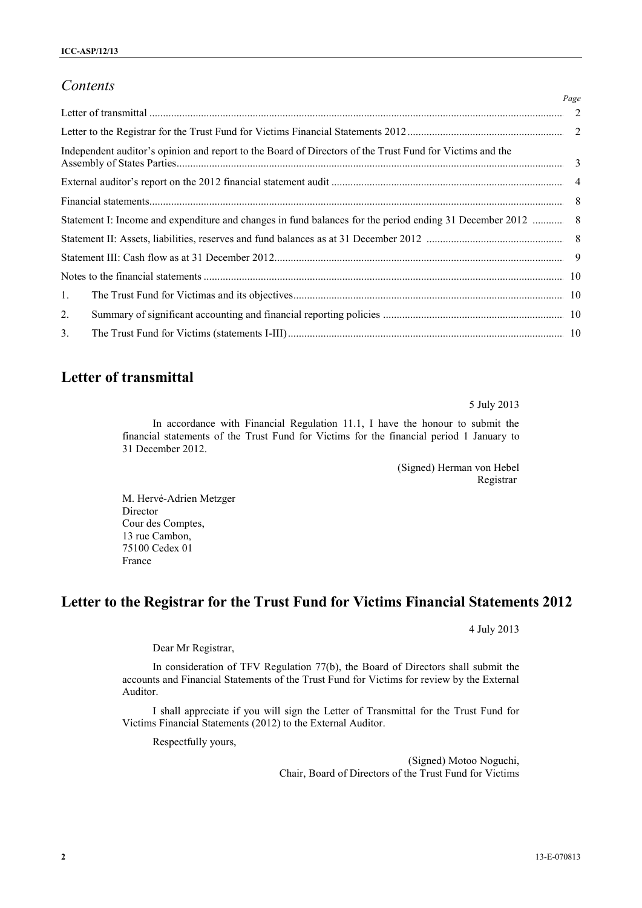## *Contents*

| | Page |
|---|---|
| Letter of transmittal | 2 |
| Letter to the Registrar for the Trust Fund for Victims Financial Statements 2012 | 2 |
| Independent auditor's opinion and report to the Board of Directors of the Trust Fund for Victims and the Assembly of States Parties | 3 |
| External auditor's report on the 2012 financial statement audit | 4 |
| Financial statements | 8 |
| Statement I: Income and expenditure and changes in fund balances for the period ending 31 December 2012 | 8 |
| Statement II: Assets, liabilities, reserves and fund balances as at 31 December 2012 | 8 |
| Statement III: Cash flow as at 31 December 2012 | 9 |
| Notes to the financial statements | 10 |
| 1. The Trust Fund for Victimas and its objectives | 10 |
| 2. Summary of significant accounting and financial reporting policies | 10 |
| 3. The Trust Fund for Victims (statements I-III) | 10 |

# Letter of transmittal

5 July 2013

In accordance with Financial Regulation 11.1, I have the honour to submit the financial statements of the Trust Fund for Victims for the financial period 1 January to 31 December 2012.

(Signed) Herman von Hebel
Registrar

M. Hervé-Adrien Metzger
Director
Cour des Comptes,
13 rue Cambon,
75100 Cedex 01
France

# Letter to the Registrar for the Trust Fund for Victims Financial Statements 2012

4 July 2013

Dear Mr Registrar,

In consideration of TFV Regulation 77(b), the Board of Directors shall submit the accounts and Financial Statements of the Trust Fund for Victims for review by the External Auditor.

I shall appreciate if you will sign the Letter of Transmittal for the Trust Fund for Victims Financial Statements (2012) to the External Auditor.

Respectfully yours,

(Signed) Motoo Noguchi,
Chair, Board of Directors of the Trust Fund for Victims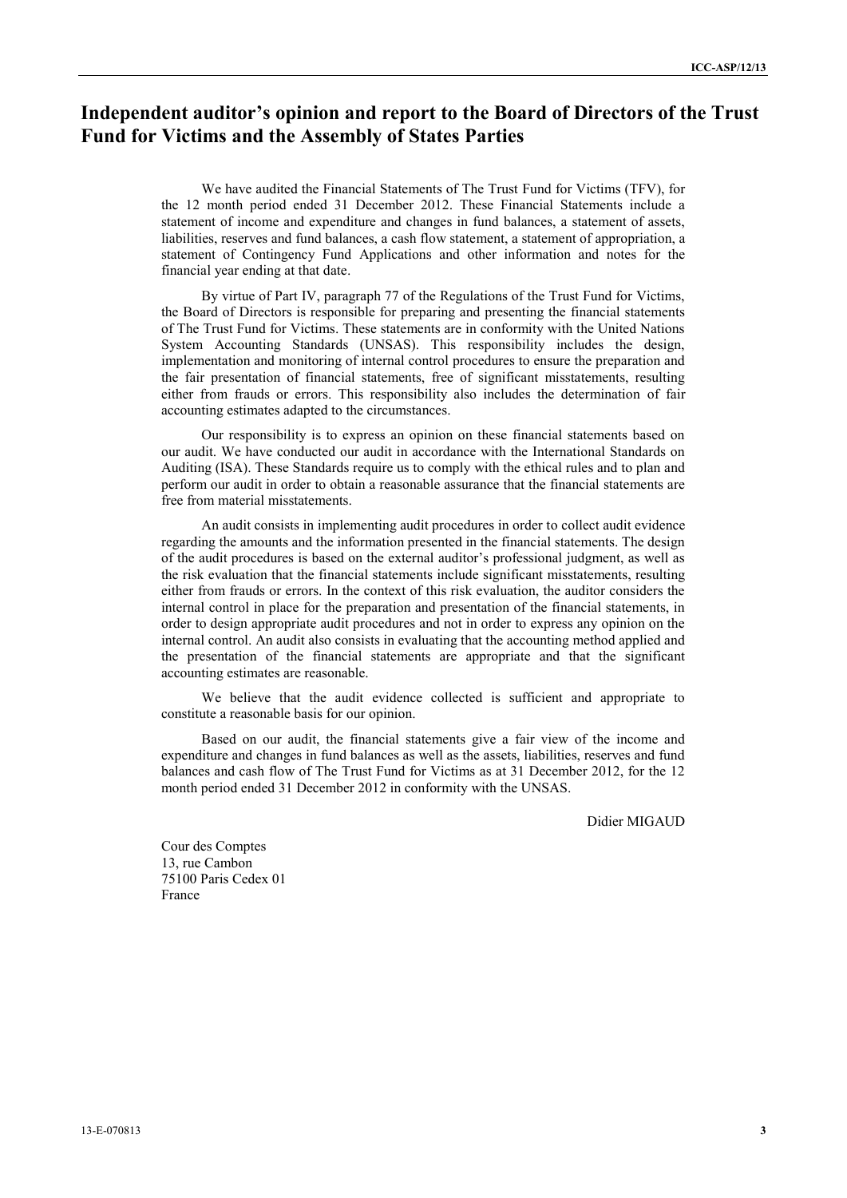# Independent auditor's opinion and report to the Board of Directors of the Trust Fund for Victims and the Assembly of States Parties

We have audited the Financial Statements of The Trust Fund for Victims (TFV), for the 12 month period ended 31 December 2012. These Financial Statements include a statement of income and expenditure and changes in fund balances, a statement of assets, liabilities, reserves and fund balances, a cash flow statement, a statement of appropriation, a statement of Contingency Fund Applications and other information and notes for the financial year ending at that date.

By virtue of Part IV, paragraph 77 of the Regulations of the Trust Fund for Victims, the Board of Directors is responsible for preparing and presenting the financial statements of The Trust Fund for Victims. These statements are in conformity with the United Nations System Accounting Standards (UNSAS). This responsibility includes the design, implementation and monitoring of internal control procedures to ensure the preparation and the fair presentation of financial statements, free of significant misstatements, resulting either from frauds or errors. This responsibility also includes the determination of fair accounting estimates adapted to the circumstances.

Our responsibility is to express an opinion on these financial statements based on our audit. We have conducted our audit in accordance with the International Standards on Auditing (ISA). These Standards require us to comply with the ethical rules and to plan and perform our audit in order to obtain a reasonable assurance that the financial statements are free from material misstatements.

An audit consists in implementing audit procedures in order to collect audit evidence regarding the amounts and the information presented in the financial statements. The design of the audit procedures is based on the external auditor's professional judgment, as well as the risk evaluation that the financial statements include significant misstatements, resulting either from frauds or errors. In the context of this risk evaluation, the auditor considers the internal control in place for the preparation and presentation of the financial statements, in order to design appropriate audit procedures and not in order to express any opinion on the internal control. An audit also consists in evaluating that the accounting method applied and the presentation of the financial statements are appropriate and that the significant accounting estimates are reasonable.

We believe that the audit evidence collected is sufficient and appropriate to constitute a reasonable basis for our opinion.

Based on our audit, the financial statements give a fair view of the income and expenditure and changes in fund balances as well as the assets, liabilities, reserves and fund balances and cash flow of The Trust Fund for Victims as at 31 December 2012, for the 12 month period ended 31 December 2012 in conformity with the UNSAS.

Didier MIGAUD

Cour des Comptes
13, rue Cambon
75100 Paris Cedex 01
France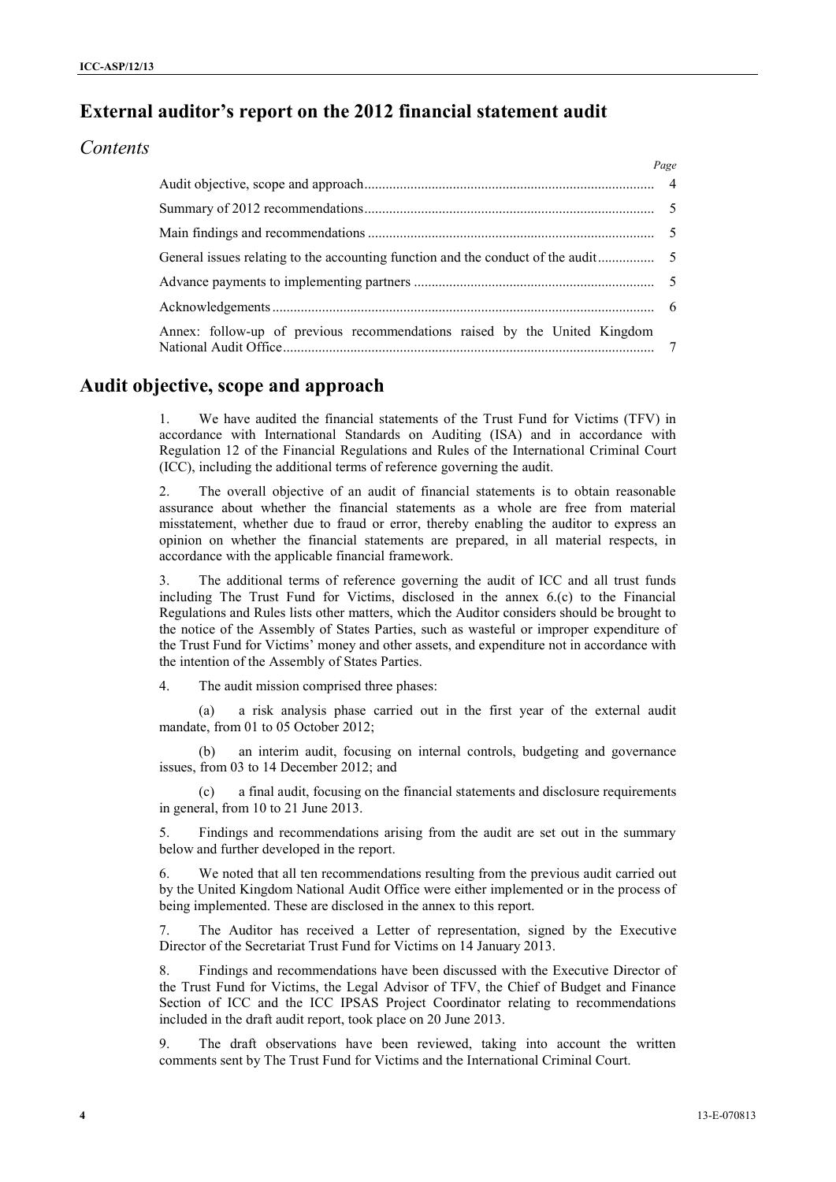# External auditor's report on the 2012 financial statement audit

## *Contents*

| | *Page* |
|---|---|
| Audit objective, scope and approach | 4 |
| Summary of 2012 recommendations | 5 |
| Main findings and recommendations | 5 |
| General issues relating to the accounting function and the conduct of the audit | 5 |
| Advance payments to implementing partners | 5 |
| Acknowledgements | 6 |
| Annex: follow-up of previous recommendations raised by the United Kingdom National Audit Office | 7 |

# Audit objective, scope and approach

1. We have audited the financial statements of the Trust Fund for Victims (TFV) in accordance with International Standards on Auditing (ISA) and in accordance with Regulation 12 of the Financial Regulations and Rules of the International Criminal Court (ICC), including the additional terms of reference governing the audit.

2. The overall objective of an audit of financial statements is to obtain reasonable assurance about whether the financial statements as a whole are free from material misstatement, whether due to fraud or error, thereby enabling the auditor to express an opinion on whether the financial statements are prepared, in all material respects, in accordance with the applicable financial framework.

3. The additional terms of reference governing the audit of ICC and all trust funds including The Trust Fund for Victims, disclosed in the annex 6.(c) to the Financial Regulations and Rules lists other matters, which the Auditor considers should be brought to the notice of the Assembly of States Parties, such as wasteful or improper expenditure of the Trust Fund for Victims' money and other assets, and expenditure not in accordance with the intention of the Assembly of States Parties.

4. The audit mission comprised three phases:

(a) a risk analysis phase carried out in the first year of the external audit mandate, from 01 to 05 October 2012;

(b) an interim audit, focusing on internal controls, budgeting and governance issues, from 03 to 14 December 2012; and

(c) a final audit, focusing on the financial statements and disclosure requirements in general, from 10 to 21 June 2013.

5. Findings and recommendations arising from the audit are set out in the summary below and further developed in the report.

6. We noted that all ten recommendations resulting from the previous audit carried out by the United Kingdom National Audit Office were either implemented or in the process of being implemented. These are disclosed in the annex to this report.

7. The Auditor has received a Letter of representation, signed by the Executive Director of the Secretariat Trust Fund for Victims on 14 January 2013.

8. Findings and recommendations have been discussed with the Executive Director of the Trust Fund for Victims, the Legal Advisor of TFV, the Chief of Budget and Finance Section of ICC and the ICC IPSAS Project Coordinator relating to recommendations included in the draft audit report, took place on 20 June 2013.

9. The draft observations have been reviewed, taking into account the written comments sent by The Trust Fund for Victims and the International Criminal Court.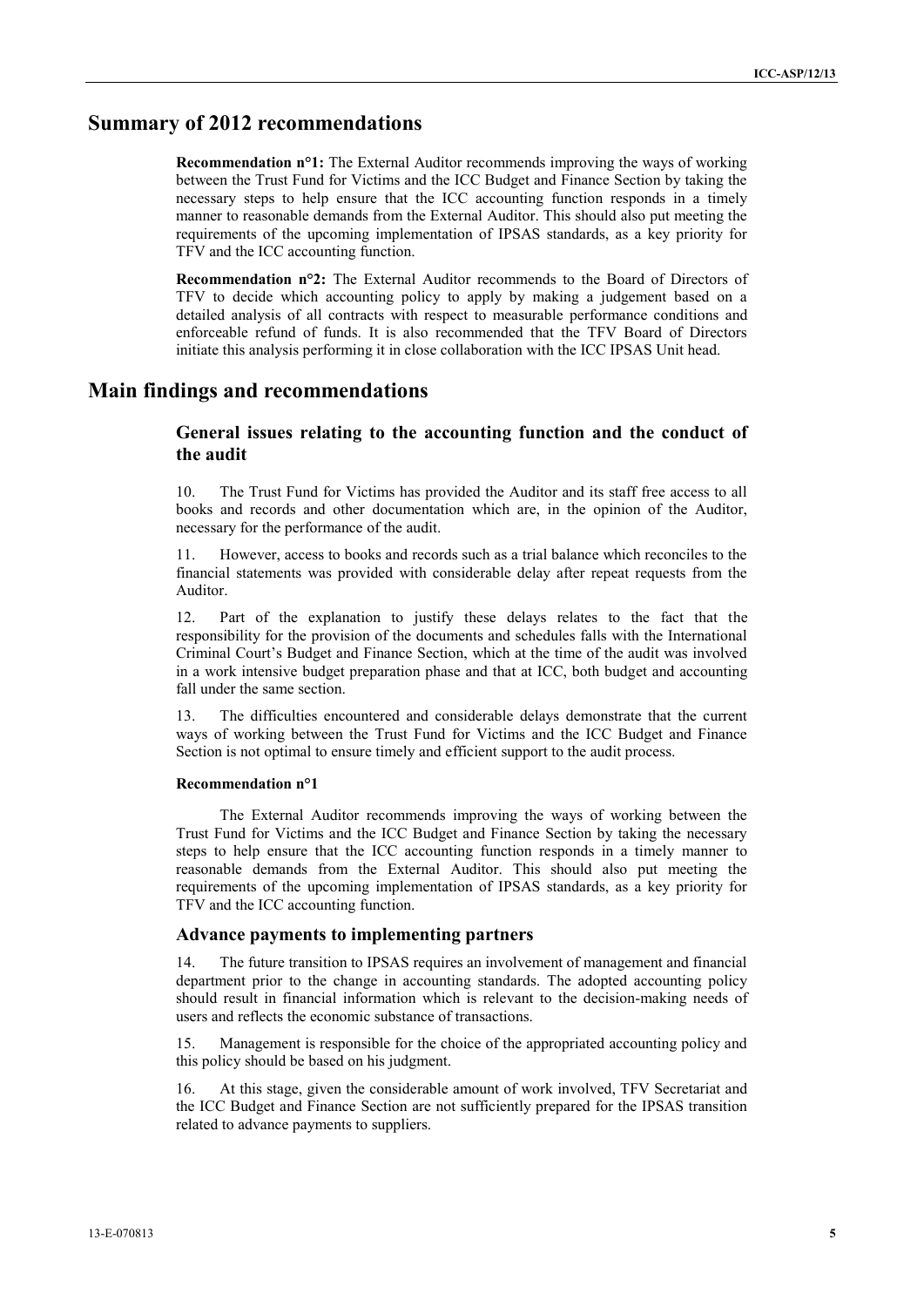## Summary of 2012 recommendations

**Recommendation n°1:** The External Auditor recommends improving the ways of working between the Trust Fund for Victims and the ICC Budget and Finance Section by taking the necessary steps to help ensure that the ICC accounting function responds in a timely manner to reasonable demands from the External Auditor. This should also put meeting the requirements of the upcoming implementation of IPSAS standards, as a key priority for TFV and the ICC accounting function.

**Recommendation n°2:** The External Auditor recommends to the Board of Directors of TFV to decide which accounting policy to apply by making a judgement based on a detailed analysis of all contracts with respect to measurable performance conditions and enforceable refund of funds. It is also recommended that the TFV Board of Directors initiate this analysis performing it in close collaboration with the ICC IPSAS Unit head.

## Main findings and recommendations

### General issues relating to the accounting function and the conduct of the audit

10. The Trust Fund for Victims has provided the Auditor and its staff free access to all books and records and other documentation which are, in the opinion of the Auditor, necessary for the performance of the audit.

11. However, access to books and records such as a trial balance which reconciles to the financial statements was provided with considerable delay after repeat requests from the Auditor.

12. Part of the explanation to justify these delays relates to the fact that the responsibility for the provision of the documents and schedules falls with the International Criminal Court's Budget and Finance Section, which at the time of the audit was involved in a work intensive budget preparation phase and that at ICC, both budget and accounting fall under the same section.

13. The difficulties encountered and considerable delays demonstrate that the current ways of working between the Trust Fund for Victims and the ICC Budget and Finance Section is not optimal to ensure timely and efficient support to the audit process.

#### Recommendation n°1

The External Auditor recommends improving the ways of working between the Trust Fund for Victims and the ICC Budget and Finance Section by taking the necessary steps to help ensure that the ICC accounting function responds in a timely manner to reasonable demands from the External Auditor. This should also put meeting the requirements of the upcoming implementation of IPSAS standards, as a key priority for TFV and the ICC accounting function.

### Advance payments to implementing partners

14. The future transition to IPSAS requires an involvement of management and financial department prior to the change in accounting standards. The adopted accounting policy should result in financial information which is relevant to the decision-making needs of users and reflects the economic substance of transactions.

15. Management is responsible for the choice of the appropriated accounting policy and this policy should be based on his judgment.

16. At this stage, given the considerable amount of work involved, TFV Secretariat and the ICC Budget and Finance Section are not sufficiently prepared for the IPSAS transition related to advance payments to suppliers.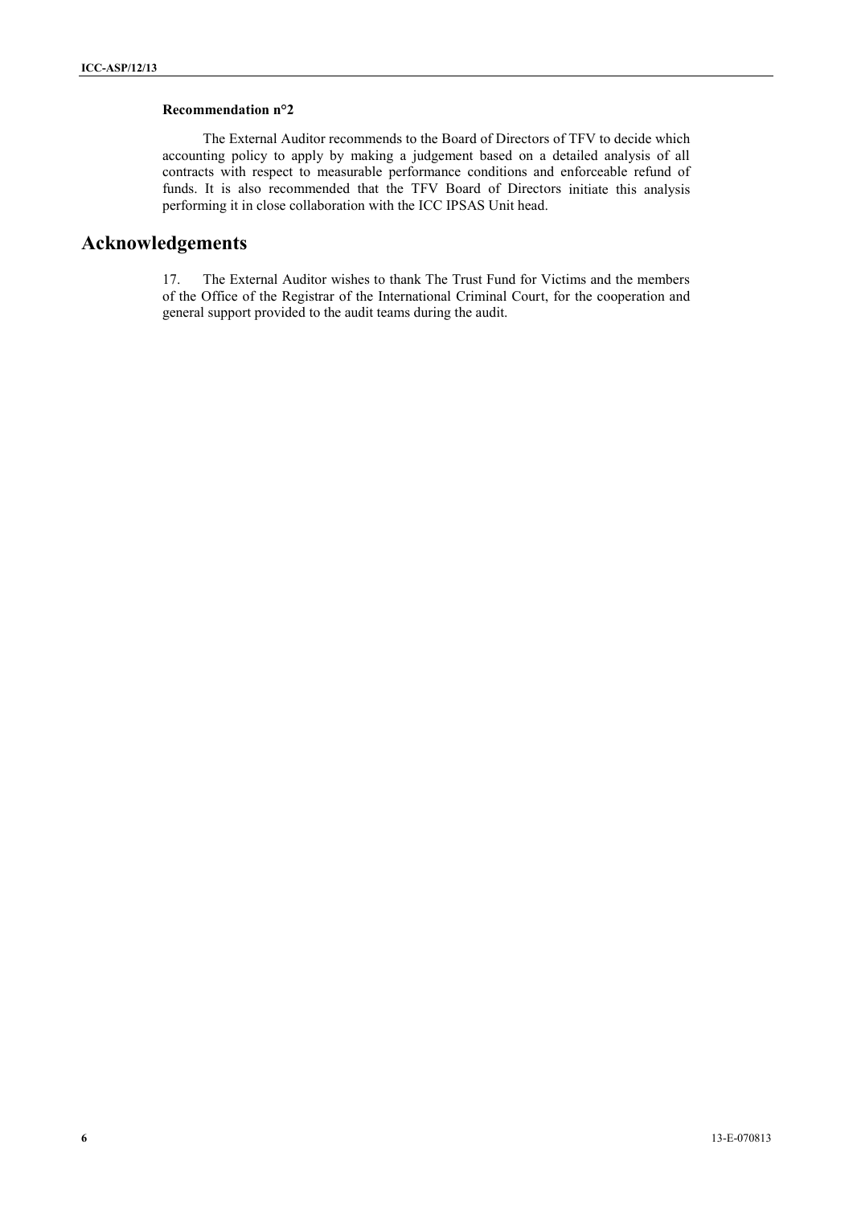**Recommendation n°2**

The External Auditor recommends to the Board of Directors of TFV to decide which accounting policy to apply by making a judgement based on a detailed analysis of all contracts with respect to measurable performance conditions and enforceable refund of funds. It is also recommended that the TFV Board of Directors initiate this analysis performing it in close collaboration with the ICC IPSAS Unit head.

# Acknowledgements

17. The External Auditor wishes to thank The Trust Fund for Victims and the members of the Office of the Registrar of the International Criminal Court, for the cooperation and general support provided to the audit teams during the audit.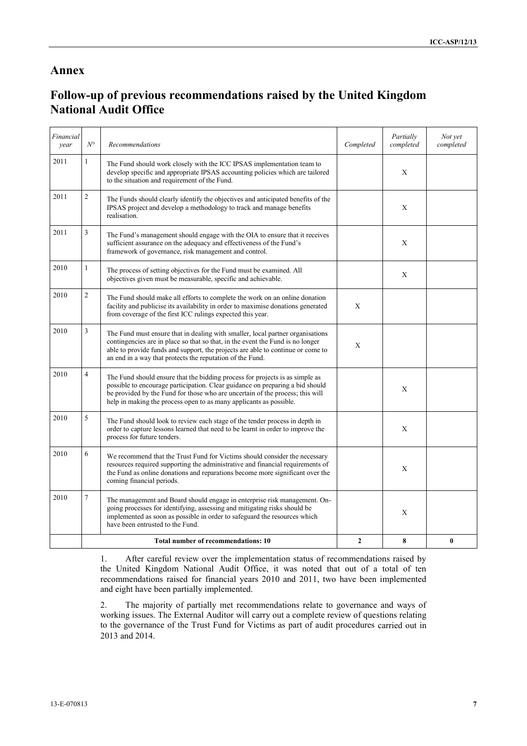# Annex

# Follow-up of previous recommendations raised by the United Kingdom National Audit Office

| *Financial year* | *N°* | *Recommendations* | *Completed* | *Partially completed* | *Not yet completed* |
|---|---|---|---|---|---|
| 2011 | 1 | The Fund should work closely with the ICC IPSAS implementation team to develop specific and appropriate IPSAS accounting policies which are tailored to the situation and requirement of the Fund. | | X | |
| 2011 | 2 | The Funds should clearly identify the objectives and anticipated benefits of the IPSAS project and develop a methodology to track and manage benefits realisation. | | X | |
| 2011 | 3 | The Fund's management should engage with the OIA to ensure that it receives sufficient assurance on the adequacy and effectiveness of the Fund's framework of governance, risk management and control. | | X | |
| 2010 | 1 | The process of setting objectives for the Fund must be examined. All objectives given must be measurable, specific and achievable. | | X | |
| 2010 | 2 | The Fund should make all efforts to complete the work on an online donation facility and publicise its availability in order to maximise donations generated from coverage of the first ICC rulings expected this year. | X | | |
| 2010 | 3 | The Fund must ensure that in dealing with smaller, local partner organisations contingencies are in place so that so that, in the event the Fund is no longer able to provide funds and support, the projects are able to continue or come to an end in a way that protects the reputation of the Fund. | X | | |
| 2010 | 4 | The Fund should ensure that the bidding process for projects is as simple as possible to encourage participation. Clear guidance on preparing a bid should be provided by the Fund for those who are uncertain of the process; this will help in making the process open to as many applicants as possible. | | X | |
| 2010 | 5 | The Fund should look to review each stage of the tender process in depth in order to capture lessons learned that need to be learnt in order to improve the process for future tenders. | | X | |
| 2010 | 6 | We recommend that the Trust Fund for Victims should consider the necessary resources required supporting the administrative and financial requirements of the Fund as online donations and reparations become more significant over the coming financial periods. | | X | |
| 2010 | 7 | The management and Board should engage in enterprise risk management. On-going processes for identifying, assessing and mitigating risks should be implemented as soon as possible in order to safeguard the resources which have been entrusted to the Fund. | | X | |
| | | **Total number of recommendations: 10** | **2** | **8** | **0** |

1. After careful review over the implementation status of recommendations raised by the United Kingdom National Audit Office, it was noted that out of a total of ten recommendations raised for financial years 2010 and 2011, two have been implemented and eight have been partially implemented.

2. The majority of partially met recommendations relate to governance and ways of working issues. The External Auditor will carry out a complete review of questions relating to the governance of the Trust Fund for Victims as part of audit procedures carried out in 2013 and 2014.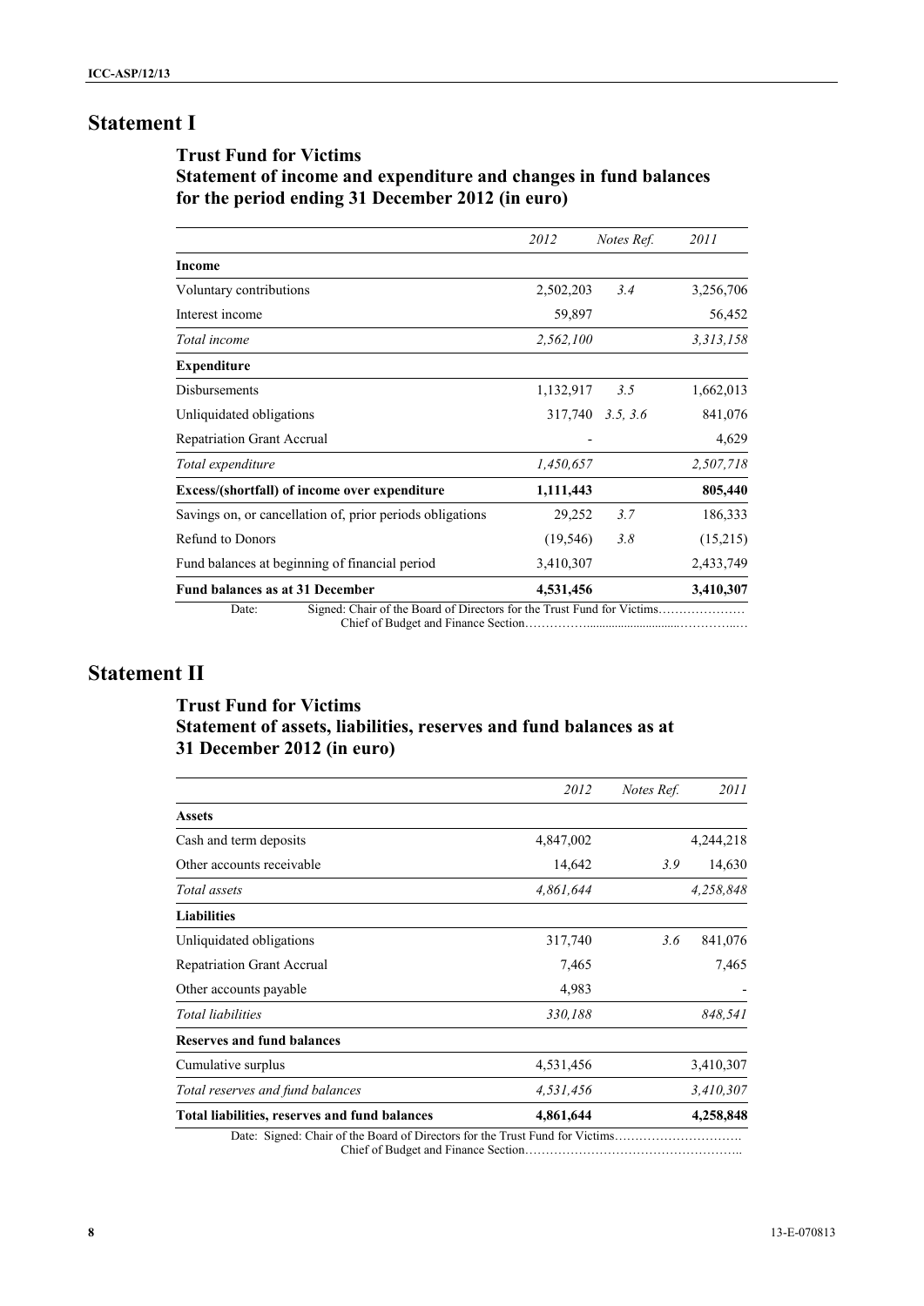# Statement I

### Trust Fund for Victims
### Statement of income and expenditure and changes in fund balances for the period ending 31 December 2012 (in euro)

| | *2012* | *Notes Ref.* | *2011* |
|---|---|---|---|
| **Income** | | | |
| Voluntary contributions | 2,502,203 | *3.4* | 3,256,706 |
| Interest income | 59,897 | | 56,452 |
| *Total income* | *2,562,100* | | *3,313,158* |
| **Expenditure** | | | |
| Disbursements | 1,132,917 | *3.5* | 1,662,013 |
| Unliquidated obligations | 317,740 | *3.5, 3.6* | 841,076 |
| Repatriation Grant Accrual | - | | 4,629 |
| *Total expenditure* | *1,450,657* | | *2,507,718* |
| **Excess/(shortfall) of income over expenditure** | **1,111,443** | | **805,440** |
| Savings on, or cancellation of, prior periods obligations | 29,252 | *3.7* | 186,333 |
| Refund to Donors | (19,546) | *3.8* | (15,215) |
| Fund balances at beginning of financial period | 3,410,307 | | 2,433,749 |
| **Fund balances as at 31 December** | **4,531,456** | | **3,410,307** |

Date: Signed: Chair of the Board of Directors for the Trust Fund for Victims…………………
Chief of Budget and Finance Section……………...............................……………..…

# Statement II

### Trust Fund for Victims
### Statement of assets, liabilities, reserves and fund balances as at 31 December 2012 (in euro)

| | *2012* | *Notes Ref.* | *2011* |
|---|---|---|---|
| **Assets** | | | |
| Cash and term deposits | 4,847,002 | | 4,244,218 |
| Other accounts receivable | 14,642 | *3.9* | 14,630 |
| *Total assets* | *4,861,644* | | *4,258,848* |
| **Liabilities** | | | |
| Unliquidated obligations | 317,740 | *3.6* | 841,076 |
| Repatriation Grant Accrual | 7,465 | | 7,465 |
| Other accounts payable | 4,983 | | - |
| *Total liabilities* | *330,188* | | *848,541* |
| **Reserves and fund balances** | | | |
| Cumulative surplus | 4,531,456 | | 3,410,307 |
| *Total reserves and fund balances* | *4,531,456* | | *3,410,307* |
| **Total liabilities, reserves and fund balances** | **4,861,644** | | **4,258,848** |

Date: Signed: Chair of the Board of Directors for the Trust Fund for Victims………………………….
Chief of Budget and Finance Section……………………………………………..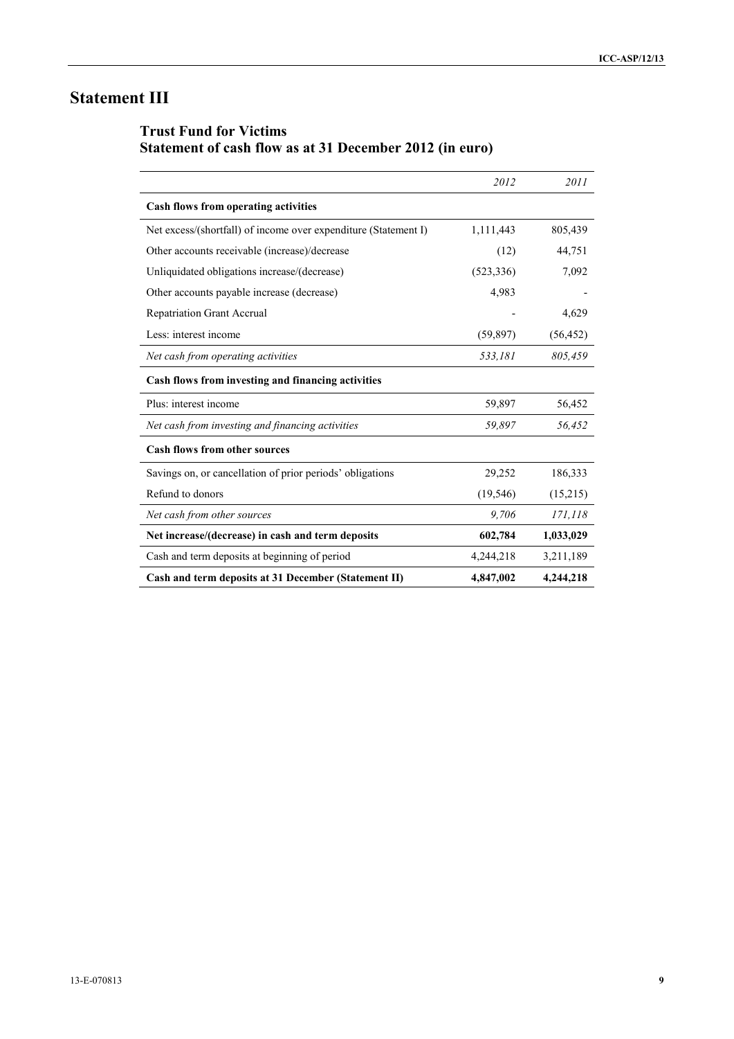# Statement III

## Trust Fund for Victims
## Statement of cash flow as at 31 December 2012 (in euro)

| | *2012* | *2011* |
|---|---|---|
| **Cash flows from operating activities** | | |
| Net excess/(shortfall) of income over expenditure (Statement I) | 1,111,443 | 805,439 |
| Other accounts receivable (increase)/decrease | (12) | 44,751 |
| Unliquidated obligations increase/(decrease) | (523,336) | 7,092 |
| Other accounts payable increase (decrease) | 4,983 | - |
| Repatriation Grant Accrual | - | 4,629 |
| Less: interest income | (59,897) | (56,452) |
| *Net cash from operating activities* | *533,181* | *805,459* |
| **Cash flows from investing and financing activities** | | |
| Plus: interest income | 59,897 | 56,452 |
| *Net cash from investing and financing activities* | *59,897* | *56,452* |
| **Cash flows from other sources** | | |
| Savings on, or cancellation of prior periods' obligations | 29,252 | 186,333 |
| Refund to donors | (19,546) | (15,215) |
| *Net cash from other sources* | *9,706* | *171,118* |
| **Net increase/(decrease) in cash and term deposits** | **602,784** | **1,033,029** |
| Cash and term deposits at beginning of period | 4,244,218 | 3,211,189 |
| **Cash and term deposits at 31 December (Statement II)** | **4,847,002** | **4,244,218** |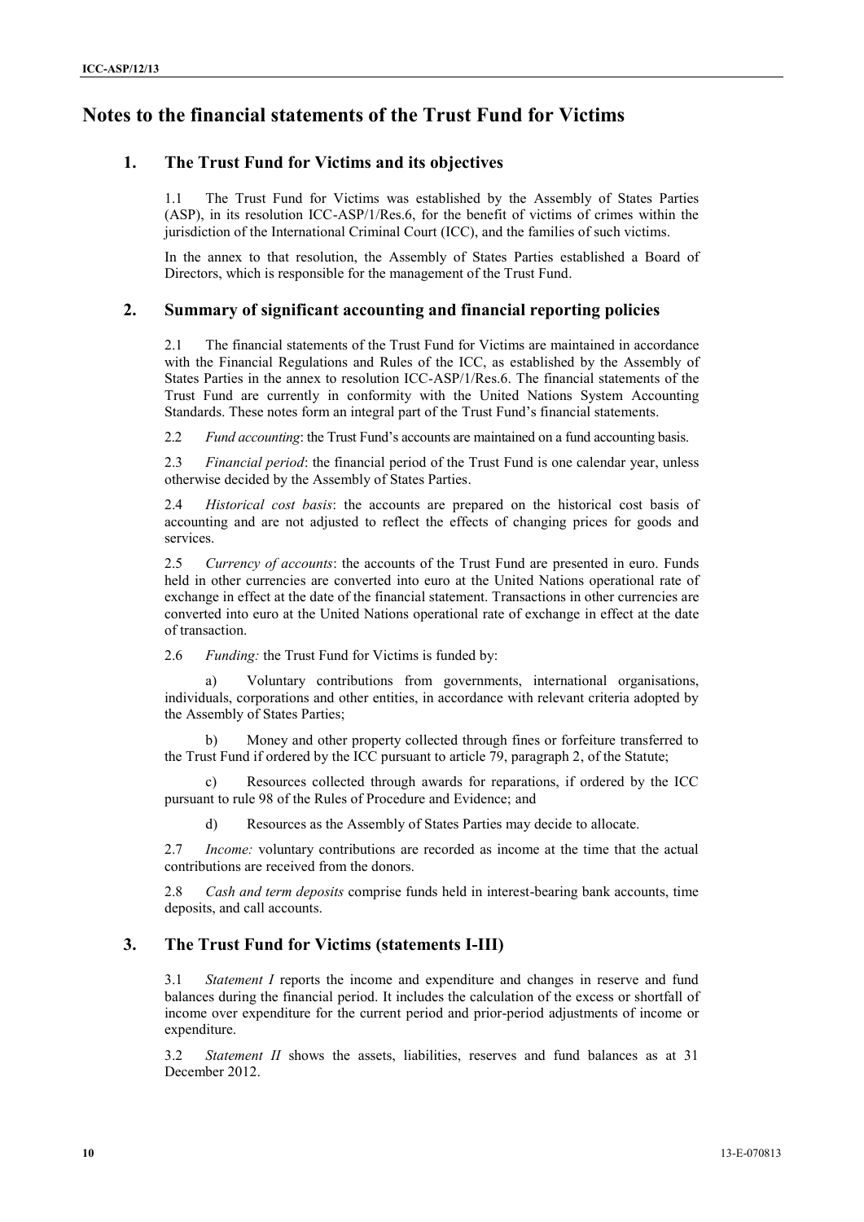# Notes to the financial statements of the Trust Fund for Victims

## 1. The Trust Fund for Victims and its objectives

1.1 The Trust Fund for Victims was established by the Assembly of States Parties (ASP), in its resolution ICC-ASP/1/Res.6, for the benefit of victims of crimes within the jurisdiction of the International Criminal Court (ICC), and the families of such victims.

In the annex to that resolution, the Assembly of States Parties established a Board of Directors, which is responsible for the management of the Trust Fund.

## 2. Summary of significant accounting and financial reporting policies

2.1 The financial statements of the Trust Fund for Victims are maintained in accordance with the Financial Regulations and Rules of the ICC, as established by the Assembly of States Parties in the annex to resolution ICC-ASP/1/Res.6. The financial statements of the Trust Fund are currently in conformity with the United Nations System Accounting Standards. These notes form an integral part of the Trust Fund's financial statements.

2.2 *Fund accounting*: the Trust Fund's accounts are maintained on a fund accounting basis.

2.3 *Financial period*: the financial period of the Trust Fund is one calendar year, unless otherwise decided by the Assembly of States Parties.

2.4 *Historical cost basis*: the accounts are prepared on the historical cost basis of accounting and are not adjusted to reflect the effects of changing prices for goods and services.

2.5 *Currency of accounts*: the accounts of the Trust Fund are presented in euro. Funds held in other currencies are converted into euro at the United Nations operational rate of exchange in effect at the date of the financial statement. Transactions in other currencies are converted into euro at the United Nations operational rate of exchange in effect at the date of transaction.

2.6 *Funding:* the Trust Fund for Victims is funded by:

a) Voluntary contributions from governments, international organisations, individuals, corporations and other entities, in accordance with relevant criteria adopted by the Assembly of States Parties;

b) Money and other property collected through fines or forfeiture transferred to the Trust Fund if ordered by the ICC pursuant to article 79, paragraph 2, of the Statute;

c) Resources collected through awards for reparations, if ordered by the ICC pursuant to rule 98 of the Rules of Procedure and Evidence; and

d) Resources as the Assembly of States Parties may decide to allocate.

2.7 *Income:* voluntary contributions are recorded as income at the time that the actual contributions are received from the donors.

2.8 *Cash and term deposits* comprise funds held in interest-bearing bank accounts, time deposits, and call accounts.

## 3. The Trust Fund for Victims (statements I-III)

3.1 *Statement I* reports the income and expenditure and changes in reserve and fund balances during the financial period. It includes the calculation of the excess or shortfall of income over expenditure for the current period and prior-period adjustments of income or expenditure.

3.2 *Statement II* shows the assets, liabilities, reserves and fund balances as at 31 December 2012.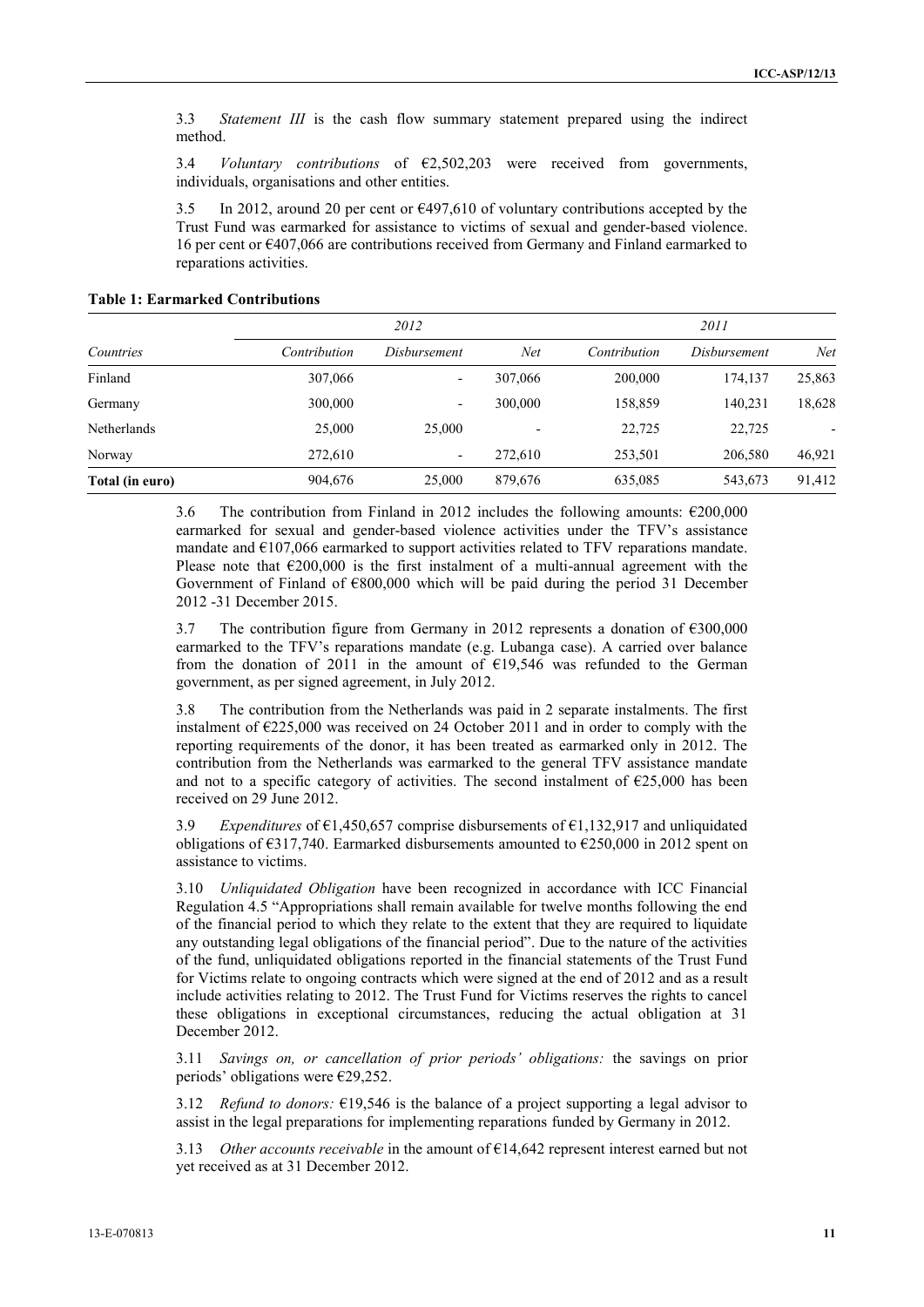3.3 *Statement III* is the cash flow summary statement prepared using the indirect method.

3.4 *Voluntary contributions* of €2,502,203 were received from governments, individuals, organisations and other entities.

3.5 In 2012, around 20 per cent or €497,610 of voluntary contributions accepted by the Trust Fund was earmarked for assistance to victims of sexual and gender-based violence. 16 per cent or €407,066 are contributions received from Germany and Finland earmarked to reparations activities.

**Table 1: Earmarked Contributions**

| | 2012 | | | 2011 | | |
|---|---|---|---|---|---|---|
| *Countries* | *Contribution* | *Disbursement* | *Net* | *Contribution* | *Disbursement* | *Net* |
| Finland | 307,066 | - | 307,066 | 200,000 | 174,137 | 25,863 |
| Germany | 300,000 | - | 300,000 | 158,859 | 140,231 | 18,628 |
| Netherlands | 25,000 | 25,000 | - | 22,725 | 22,725 | - |
| Norway | 272,610 | - | 272,610 | 253,501 | 206,580 | 46,921 |
| **Total (in euro)** | 904,676 | 25,000 | 879,676 | 635,085 | 543,673 | 91,412 |

3.6 The contribution from Finland in 2012 includes the following amounts: €200,000 earmarked for sexual and gender-based violence activities under the TFV's assistance mandate and €107,066 earmarked to support activities related to TFV reparations mandate. Please note that €200,000 is the first instalment of a multi-annual agreement with the Government of Finland of €800,000 which will be paid during the period 31 December 2012 -31 December 2015.

3.7 The contribution figure from Germany in 2012 represents a donation of €300,000 earmarked to the TFV's reparations mandate (e.g. Lubanga case). A carried over balance from the donation of 2011 in the amount of €19,546 was refunded to the German government, as per signed agreement, in July 2012.

3.8 The contribution from the Netherlands was paid in 2 separate instalments. The first instalment of €225,000 was received on 24 October 2011 and in order to comply with the reporting requirements of the donor, it has been treated as earmarked only in 2012. The contribution from the Netherlands was earmarked to the general TFV assistance mandate and not to a specific category of activities. The second instalment of €25,000 has been received on 29 June 2012.

3.9 *Expenditures* of €1,450,657 comprise disbursements of €1,132,917 and unliquidated obligations of €317,740. Earmarked disbursements amounted to €250,000 in 2012 spent on assistance to victims.

3.10 *Unliquidated Obligation* have been recognized in accordance with ICC Financial Regulation 4.5 "Appropriations shall remain available for twelve months following the end of the financial period to which they relate to the extent that they are required to liquidate any outstanding legal obligations of the financial period". Due to the nature of the activities of the fund, unliquidated obligations reported in the financial statements of the Trust Fund for Victims relate to ongoing contracts which were signed at the end of 2012 and as a result include activities relating to 2012. The Trust Fund for Victims reserves the rights to cancel these obligations in exceptional circumstances, reducing the actual obligation at 31 December 2012.

3.11 *Savings on, or cancellation of prior periods' obligations:* the savings on prior periods' obligations were €29,252.

3.12 *Refund to donors:* €19,546 is the balance of a project supporting a legal advisor to assist in the legal preparations for implementing reparations funded by Germany in 2012.

3.13 *Other accounts receivable* in the amount of €14,642 represent interest earned but not yet received as at 31 December 2012.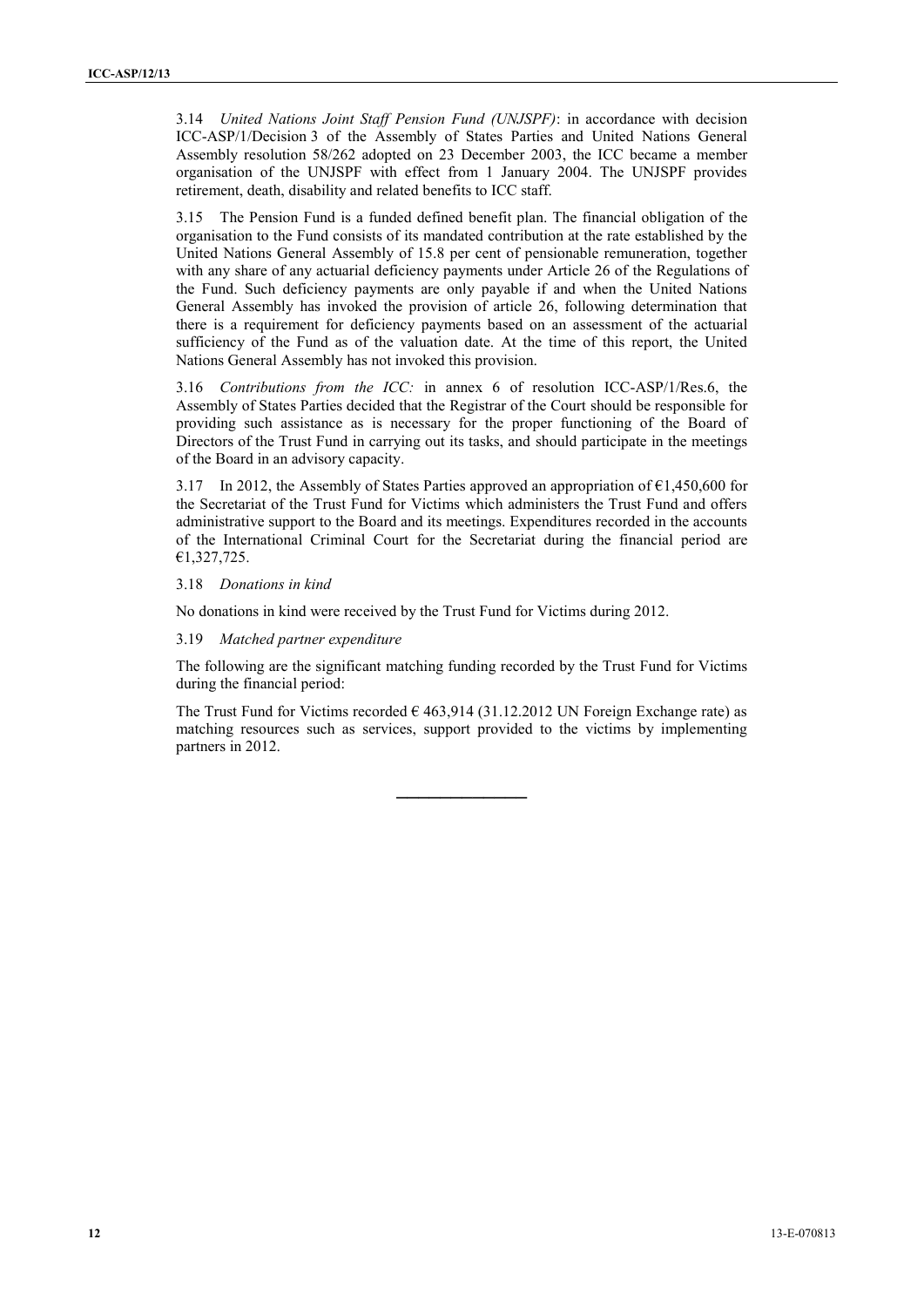3.14 *United Nations Joint Staff Pension Fund (UNJSPF)*: in accordance with decision ICC-ASP/1/Decision 3 of the Assembly of States Parties and United Nations General Assembly resolution 58/262 adopted on 23 December 2003, the ICC became a member organisation of the UNJSPF with effect from 1 January 2004. The UNJSPF provides retirement, death, disability and related benefits to ICC staff.

3.15 The Pension Fund is a funded defined benefit plan. The financial obligation of the organisation to the Fund consists of its mandated contribution at the rate established by the United Nations General Assembly of 15.8 per cent of pensionable remuneration, together with any share of any actuarial deficiency payments under Article 26 of the Regulations of the Fund. Such deficiency payments are only payable if and when the United Nations General Assembly has invoked the provision of article 26, following determination that there is a requirement for deficiency payments based on an assessment of the actuarial sufficiency of the Fund as of the valuation date. At the time of this report, the United Nations General Assembly has not invoked this provision.

3.16 *Contributions from the ICC:* in annex 6 of resolution ICC-ASP/1/Res.6, the Assembly of States Parties decided that the Registrar of the Court should be responsible for providing such assistance as is necessary for the proper functioning of the Board of Directors of the Trust Fund in carrying out its tasks, and should participate in the meetings of the Board in an advisory capacity.

3.17 In 2012, the Assembly of States Parties approved an appropriation of €1,450,600 for the Secretariat of the Trust Fund for Victims which administers the Trust Fund and offers administrative support to the Board and its meetings. Expenditures recorded in the accounts of the International Criminal Court for the Secretariat during the financial period are €1,327,725.

3.18 *Donations in kind*

No donations in kind were received by the Trust Fund for Victims during 2012.

3.19 *Matched partner expenditure*

The following are the significant matching funding recorded by the Trust Fund for Victims during the financial period:

The Trust Fund for Victims recorded € 463,914 (31.12.2012 UN Foreign Exchange rate) as matching resources such as services, support provided to the victims by implementing partners in 2012.